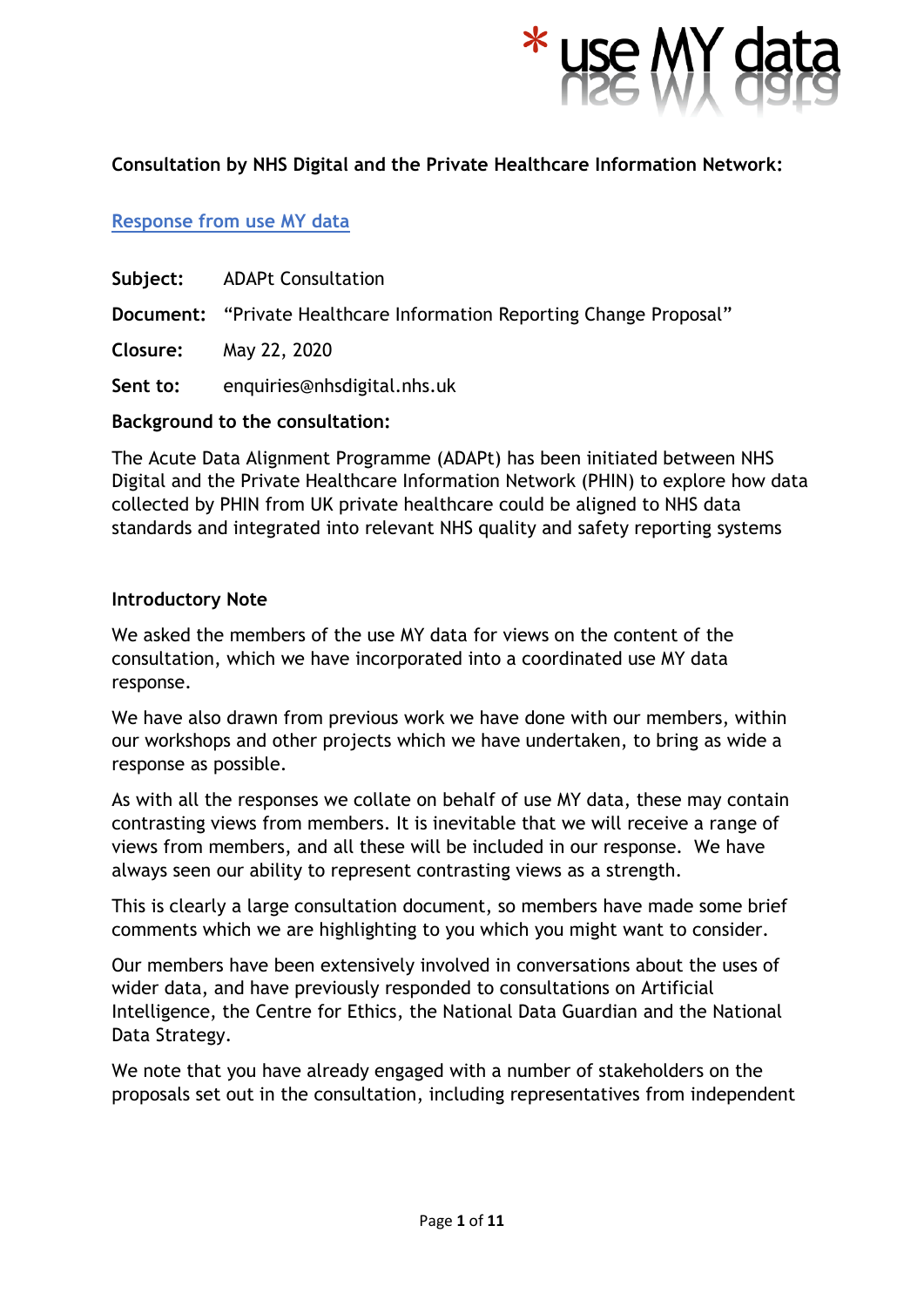**Consultation by NHS Digital and the Private Healthcare Information Network:**

[Response from use MY data]

**Subject:** ADAPt Consultation

**Document:** "Private Healthcare Information Reporting Change Proposal"

**Closure:** May 22, 2020

**Sent to:** enquiries@nhsdigital.nhs.uk

**Background to the consultation:**

The Acute Data Alignment Programme (ADAPt) has been initiated between NHS Digital and the Private Healthcare Information Network (PHIN) to explore how data collected by PHIN from UK private healthcare could be aligned to NHS data standards and integrated into relevant NHS quality and safety reporting systems

**Introductory Note**

We asked the members of the use MY data for views on the content of the consultation, which we have incorporated into a coordinated use MY data response.

We have also drawn from previous work we have done with our members, within our workshops and other projects which we have undertaken, to bring as wide a response as possible.

As with all the responses we collate on behalf of use MY data, these may contain contrasting views from members. It is inevitable that we will receive a range of views from members, and all these will be included in our response. We have always seen our ability to represent contrasting views as a strength.

This is clearly a large consultation document, so members have made some brief comments which we are highlighting to you which you might want to consider.

Our members have been extensively involved in conversations about the uses of wider data, and have previously responded to consultations on Artificial Intelligence, the Centre for Ethics, the National Data Guardian and the National Data Strategy.

We note that you have already engaged with a number of stakeholders on the proposals set out in the consultation, including representatives from independent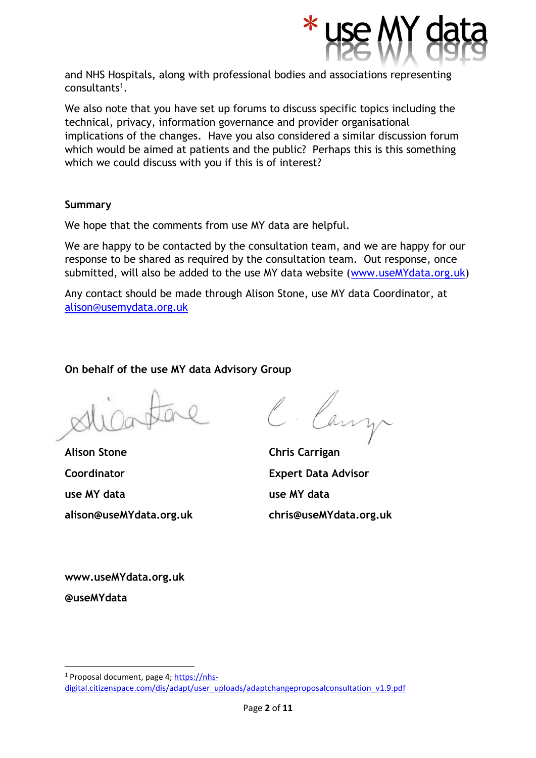and NHS Hospitals, along with professional bodies and associations representing consultants[1].

We also note that you have set up forums to discuss specific topics including the technical, privacy, information governance and provider organisational implications of the changes. Have you also considered a similar discussion forum which would be aimed at patients and the public? Perhaps this is this something which we could discuss with you if this is of interest?

**Summary**

We hope that the comments from use MY data are helpful.

We are happy to be contacted by the consultation team, and we are happy for our response to be shared as required by the consultation team. Out response, once submitted, will also be added to the use MY data website (www.useMYdata.org.uk)

Any contact should be made through Alison Stone, use MY data Coordinator, at alison@usemydata.org.uk

**On behalf of the use MY data Advisory Group**

**Alison Stone**
**Coordinator**
**use MY data**
**alison@useMYdata.org.uk**

**Chris Carrigan**
**Expert Data Advisor**
**use MY data**
**chris@useMYdata.org.uk**

**www.useMYdata.org.uk**
**@useMYdata**

[1] Proposal document, page 4; https://nhs-digital.citizenspace.com/dis/adapt/user_uploads/adaptchangeproposalconsultation_v1.9.pdf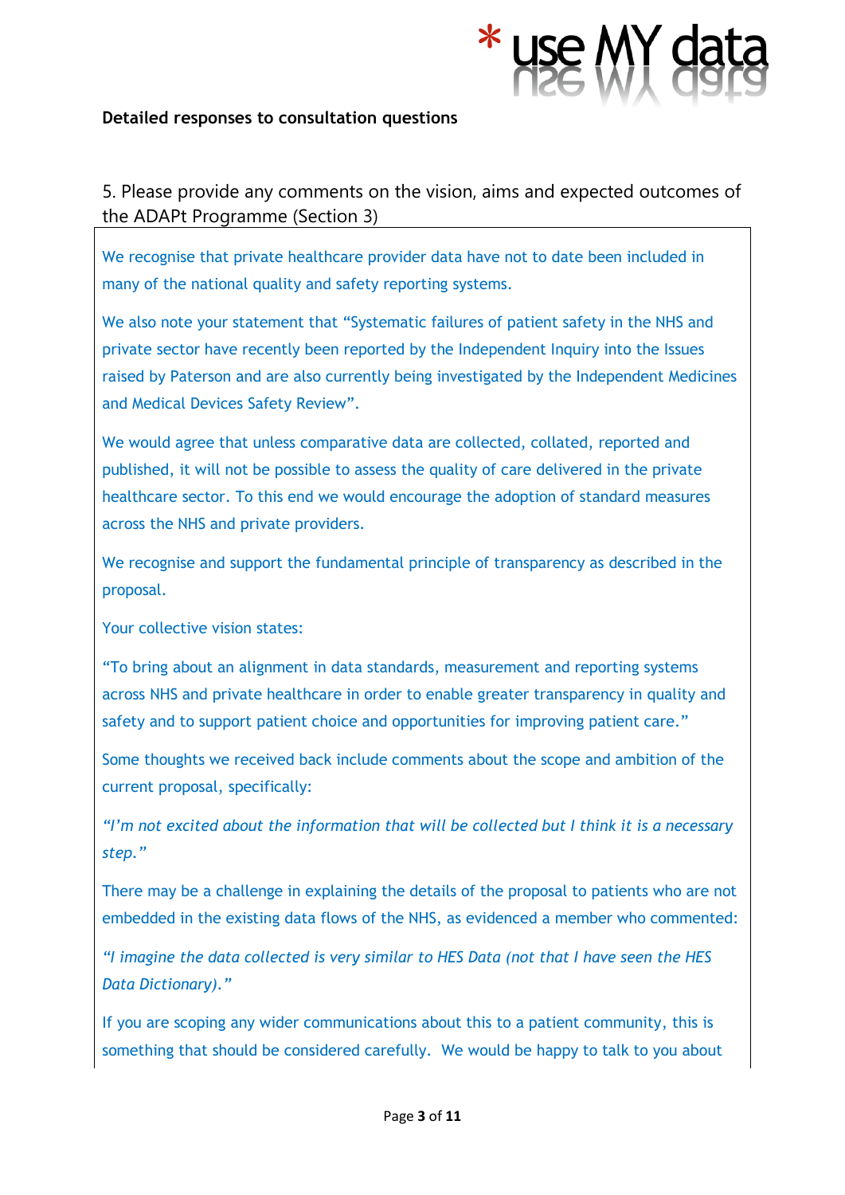**Detailed responses to consultation questions**

5. Please provide any comments on the vision, aims and expected outcomes of the ADAPt Programme (Section 3)

We recognise that private healthcare provider data have not to date been included in many of the national quality and safety reporting systems.

We also note your statement that "Systematic failures of patient safety in the NHS and private sector have recently been reported by the Independent Inquiry into the Issues raised by Paterson and are also currently being investigated by the Independent Medicines and Medical Devices Safety Review".

We would agree that unless comparative data are collected, collated, reported and published, it will not be possible to assess the quality of care delivered in the private healthcare sector. To this end we would encourage the adoption of standard measures across the NHS and private providers.

We recognise and support the fundamental principle of transparency as described in the proposal.

Your collective vision states:

"To bring about an alignment in data standards, measurement and reporting systems across NHS and private healthcare in order to enable greater transparency in quality and safety and to support patient choice and opportunities for improving patient care."

Some thoughts we received back include comments about the scope and ambition of the current proposal, specifically:

*"I'm not excited about the information that will be collected but I think it is a necessary step."*

There may be a challenge in explaining the details of the proposal to patients who are not embedded in the existing data flows of the NHS, as evidenced a member who commented:

*"I imagine the data collected is very similar to HES Data (not that I have seen the HES Data Dictionary)."*

If you are scoping any wider communications about this to a patient community, this is something that should be considered carefully. We would be happy to talk to you about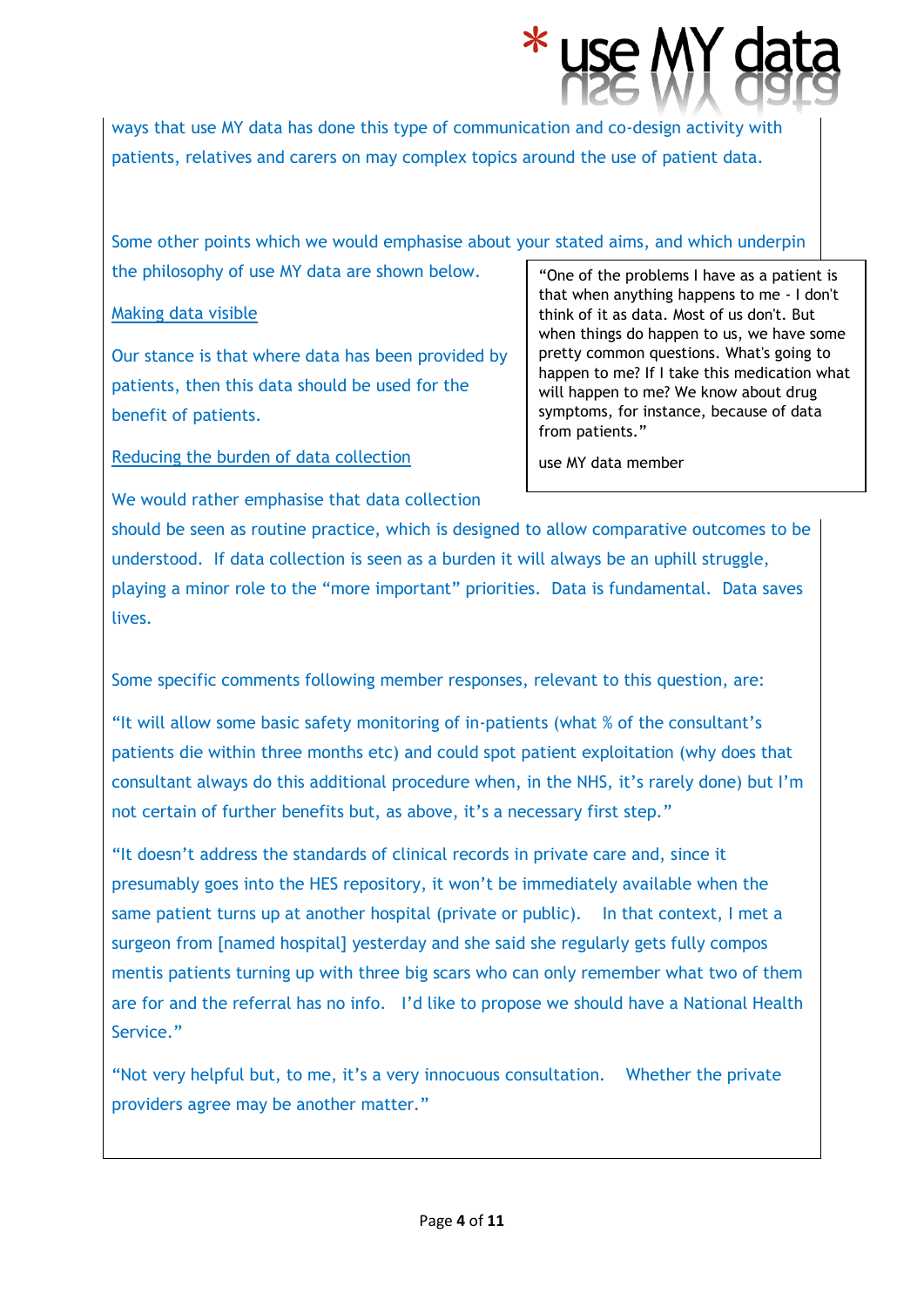ways that use MY data has done this type of communication and co-design activity with patients, relatives and carers on may complex topics around the use of patient data.

Some other points which we would emphasise about your stated aims, and which underpin the philosophy of use MY data are shown below.

> "One of the problems I have as a patient is that when anything happens to me - I don't think of it as data. Most of us don't. But when things do happen to us, we have some pretty common questions. What's going to happen to me? If I take this medication what will happen to me? We know about drug symptoms, for instance, because of data from patients."
>
> use MY data member

Making data visible

Our stance is that where data has been provided by patients, then this data should be used for the benefit of patients.

Reducing the burden of data collection

We would rather emphasise that data collection should be seen as routine practice, which is designed to allow comparative outcomes to be understood. If data collection is seen as a burden it will always be an uphill struggle, playing a minor role to the "more important" priorities. Data is fundamental. Data saves lives.

Some specific comments following member responses, relevant to this question, are:

"It will allow some basic safety monitoring of in-patients (what % of the consultant's patients die within three months etc) and could spot patient exploitation (why does that consultant always do this additional procedure when, in the NHS, it's rarely done) but I'm not certain of further benefits but, as above, it's a necessary first step."

"It doesn't address the standards of clinical records in private care and, since it presumably goes into the HES repository, it won't be immediately available when the same patient turns up at another hospital (private or public). In that context, I met a surgeon from [named hospital] yesterday and she said she regularly gets fully compos mentis patients turning up with three big scars who can only remember what two of them are for and the referral has no info. I'd like to propose we should have a National Health Service."

"Not very helpful but, to me, it's a very innocuous consultation. Whether the private providers agree may be another matter."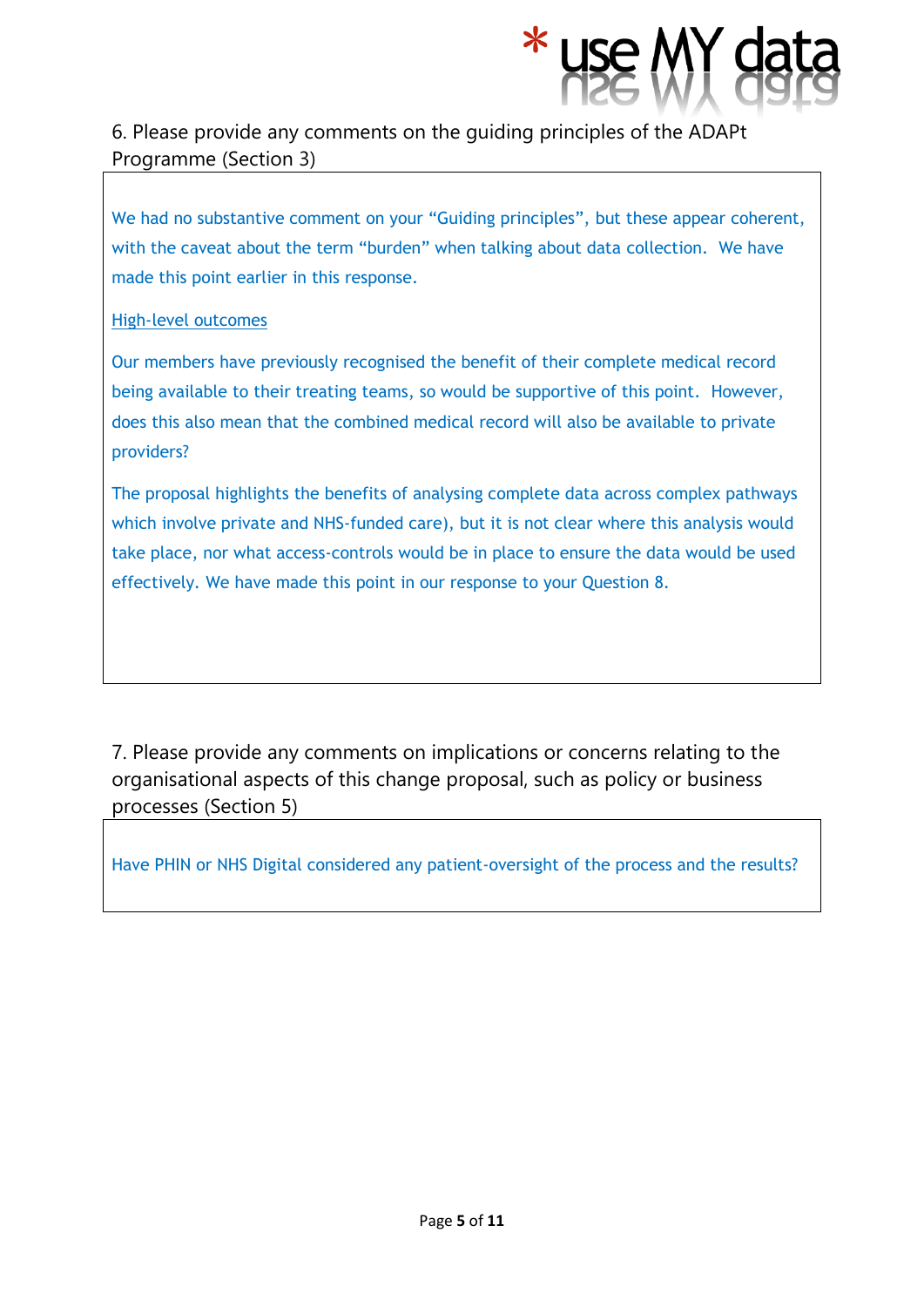6. Please provide any comments on the guiding principles of the ADAPt Programme (Section 3)

We had no substantive comment on your "Guiding principles", but these appear coherent, with the caveat about the term "burden" when talking about data collection. We have made this point earlier in this response.

High-level outcomes

Our members have previously recognised the benefit of their complete medical record being available to their treating teams, so would be supportive of this point. However, does this also mean that the combined medical record will also be available to private providers?

The proposal highlights the benefits of analysing complete data across complex pathways which involve private and NHS-funded care), but it is not clear where this analysis would take place, nor what access-controls would be in place to ensure the data would be used effectively. We have made this point in our response to your Question 8.

7. Please provide any comments on implications or concerns relating to the organisational aspects of this change proposal, such as policy or business processes (Section 5)

Have PHIN or NHS Digital considered any patient-oversight of the process and the results?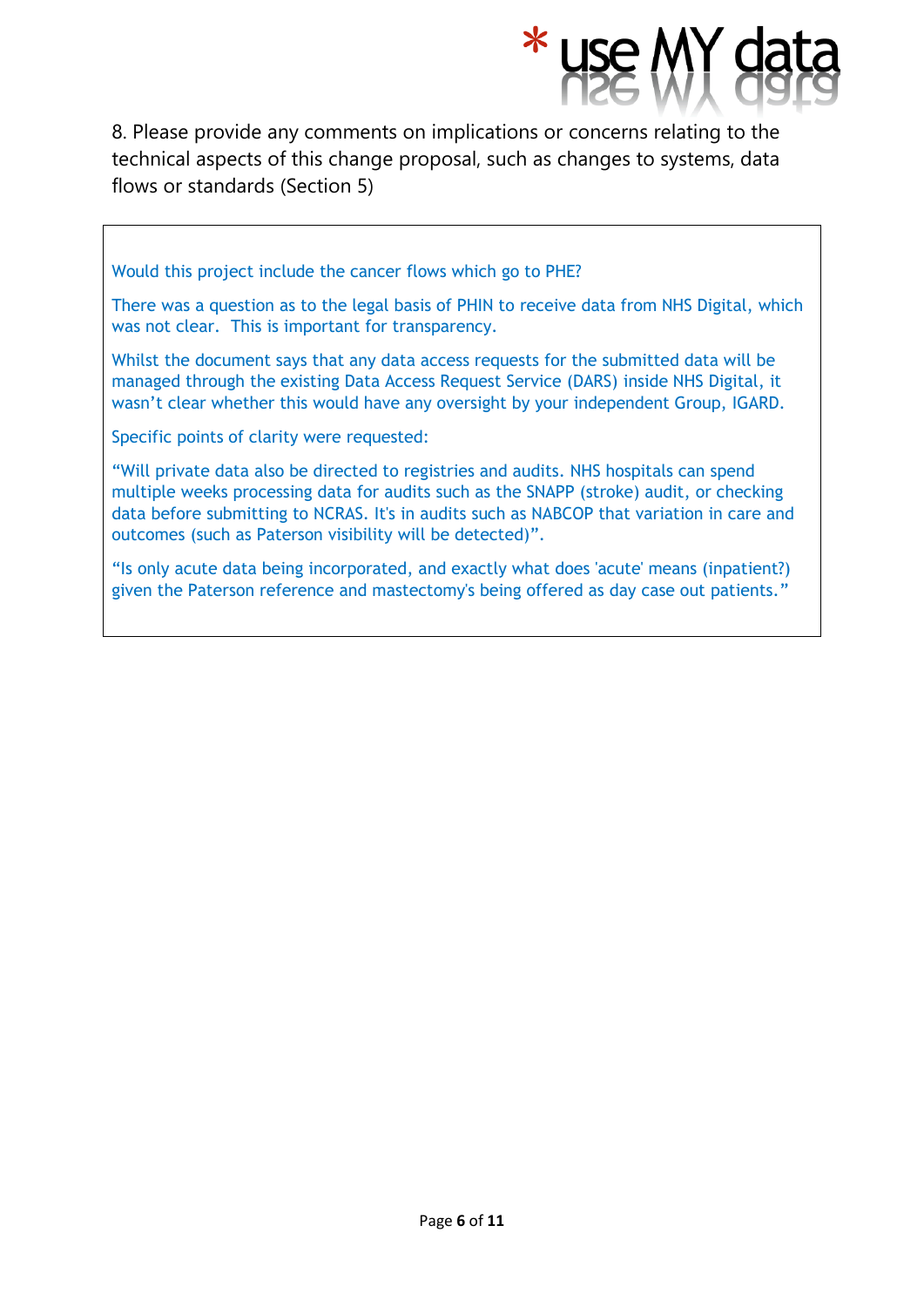8. Please provide any comments on implications or concerns relating to the technical aspects of this change proposal, such as changes to systems, data flows or standards (Section 5)

Would this project include the cancer flows which go to PHE?

There was a question as to the legal basis of PHIN to receive data from NHS Digital, which was not clear. This is important for transparency.

Whilst the document says that any data access requests for the submitted data will be managed through the existing Data Access Request Service (DARS) inside NHS Digital, it wasn't clear whether this would have any oversight by your independent Group, IGARD.

Specific points of clarity were requested:

"Will private data also be directed to registries and audits. NHS hospitals can spend multiple weeks processing data for audits such as the SNAPP (stroke) audit, or checking data before submitting to NCRAS. It's in audits such as NABCOP that variation in care and outcomes (such as Paterson visibility will be detected)".

"Is only acute data being incorporated, and exactly what does 'acute' means (inpatient?) given the Paterson reference and mastectomy's being offered as day case out patients."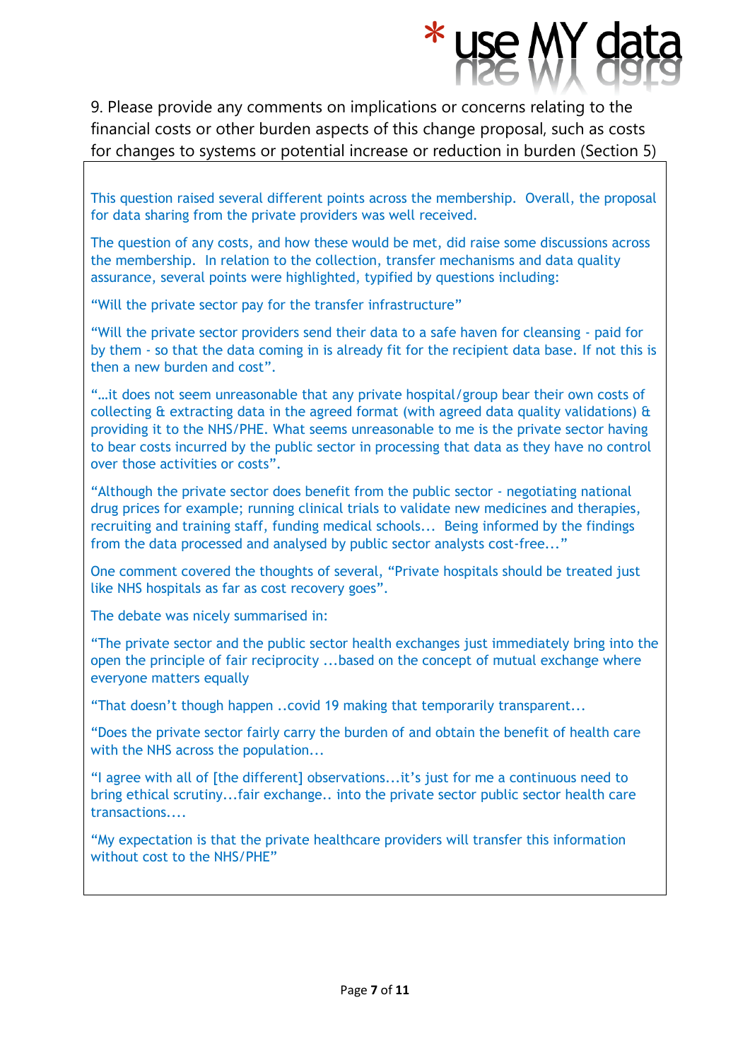9. Please provide any comments on implications or concerns relating to the financial costs or other burden aspects of this change proposal, such as costs for changes to systems or potential increase or reduction in burden (Section 5)

This question raised several different points across the membership. Overall, the proposal for data sharing from the private providers was well received.

The question of any costs, and how these would be met, did raise some discussions across the membership. In relation to the collection, transfer mechanisms and data quality assurance, several points were highlighted, typified by questions including:

"Will the private sector pay for the transfer infrastructure"

"Will the private sector providers send their data to a safe haven for cleansing - paid for by them - so that the data coming in is already fit for the recipient data base. If not this is then a new burden and cost".

"…it does not seem unreasonable that any private hospital/group bear their own costs of collecting & extracting data in the agreed format (with agreed data quality validations) & providing it to the NHS/PHE. What seems unreasonable to me is the private sector having to bear costs incurred by the public sector in processing that data as they have no control over those activities or costs".

"Although the private sector does benefit from the public sector - negotiating national drug prices for example; running clinical trials to validate new medicines and therapies, recruiting and training staff, funding medical schools... Being informed by the findings from the data processed and analysed by public sector analysts cost-free..."

One comment covered the thoughts of several, "Private hospitals should be treated just like NHS hospitals as far as cost recovery goes".

The debate was nicely summarised in:

"The private sector and the public sector health exchanges just immediately bring into the open the principle of fair reciprocity ...based on the concept of mutual exchange where everyone matters equally

"That doesn't though happen ..covid 19 making that temporarily transparent...

"Does the private sector fairly carry the burden of and obtain the benefit of health care with the NHS across the population...

"I agree with all of [the different] observations...it's just for me a continuous need to bring ethical scrutiny...fair exchange.. into the private sector public sector health care transactions....

"My expectation is that the private healthcare providers will transfer this information without cost to the NHS/PHE"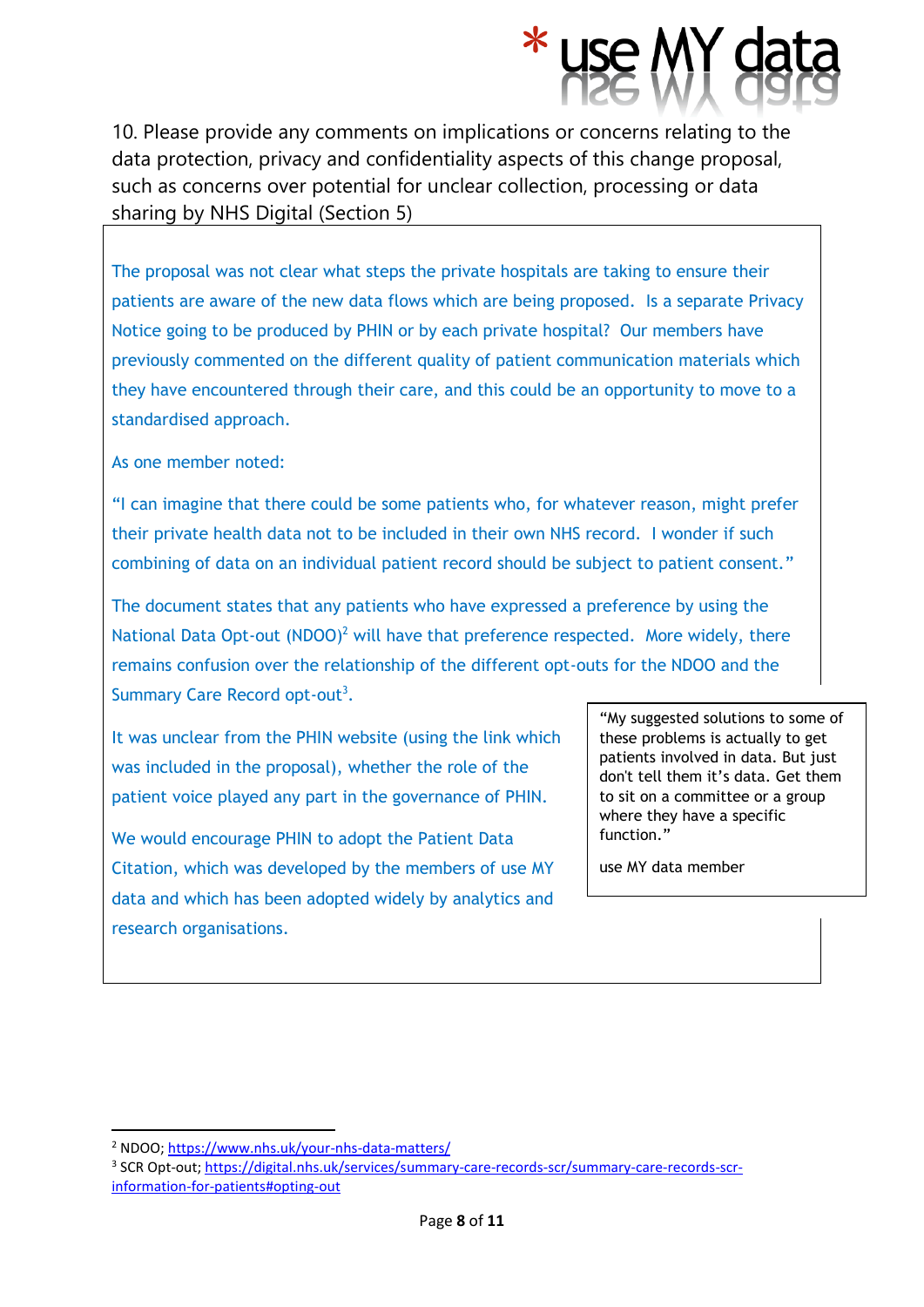10. Please provide any comments on implications or concerns relating to the data protection, privacy and confidentiality aspects of this change proposal, such as concerns over potential for unclear collection, processing or data sharing by NHS Digital (Section 5)

The proposal was not clear what steps the private hospitals are taking to ensure their patients are aware of the new data flows which are being proposed. Is a separate Privacy Notice going to be produced by PHIN or by each private hospital? Our members have previously commented on the different quality of patient communication materials which they have encountered through their care, and this could be an opportunity to move to a standardised approach.

As one member noted:

"I can imagine that there could be some patients who, for whatever reason, might prefer their private health data not to be included in their own NHS record. I wonder if such combining of data on an individual patient record should be subject to patient consent."

The document states that any patients who have expressed a preference by using the National Data Opt-out (NDOO)[2] will have that preference respected. More widely, there remains confusion over the relationship of the different opt-outs for the NDOO and the Summary Care Record opt-out[3].

It was unclear from the PHIN website (using the link which was included in the proposal), whether the role of the patient voice played any part in the governance of PHIN.

We would encourage PHIN to adopt the Patient Data Citation, which was developed by the members of use MY data and which has been adopted widely by analytics and research organisations.

> "My suggested solutions to some of these problems is actually to get patients involved in data. But just don't tell them it's data. Get them to sit on a committee or a group where they have a specific function."
>
> use MY data member

---

[2] NDOO; https://www.nhs.uk/your-nhs-data-matters/

[3] SCR Opt-out; https://digital.nhs.uk/services/summary-care-records-scr/summary-care-records-scr-information-for-patients#opting-out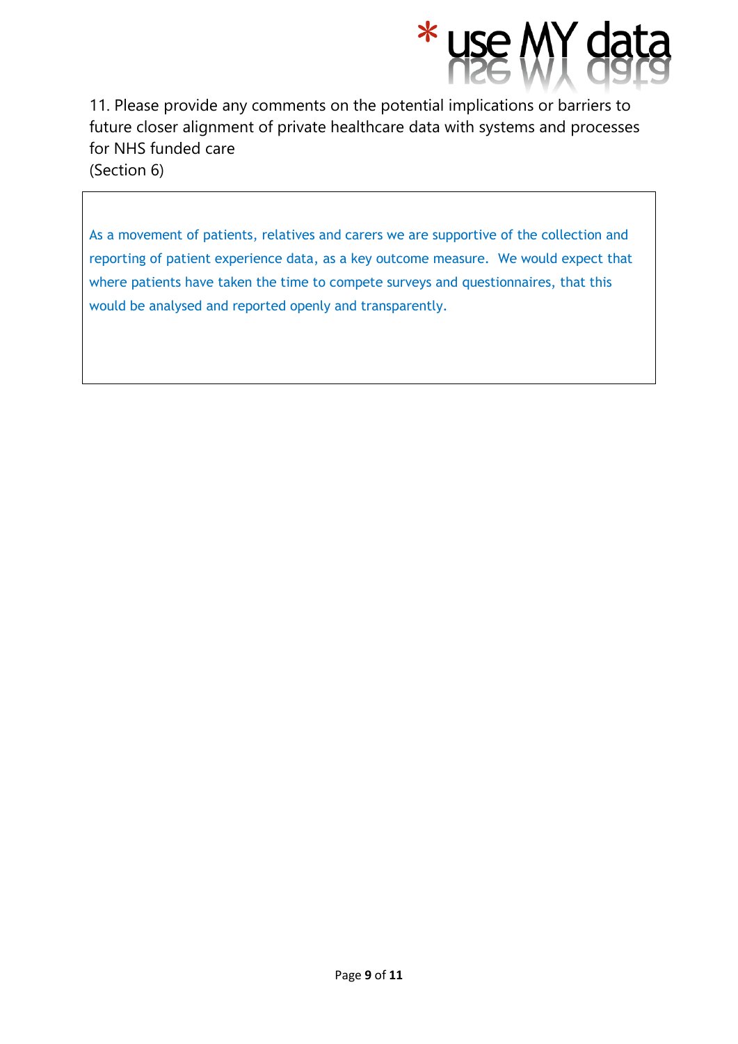11. Please provide any comments on the potential implications or barriers to future closer alignment of private healthcare data with systems and processes for NHS funded care
(Section 6)

As a movement of patients, relatives and carers we are supportive of the collection and reporting of patient experience data, as a key outcome measure. We would expect that where patients have taken the time to compete surveys and questionnaires, that this would be analysed and reported openly and transparently.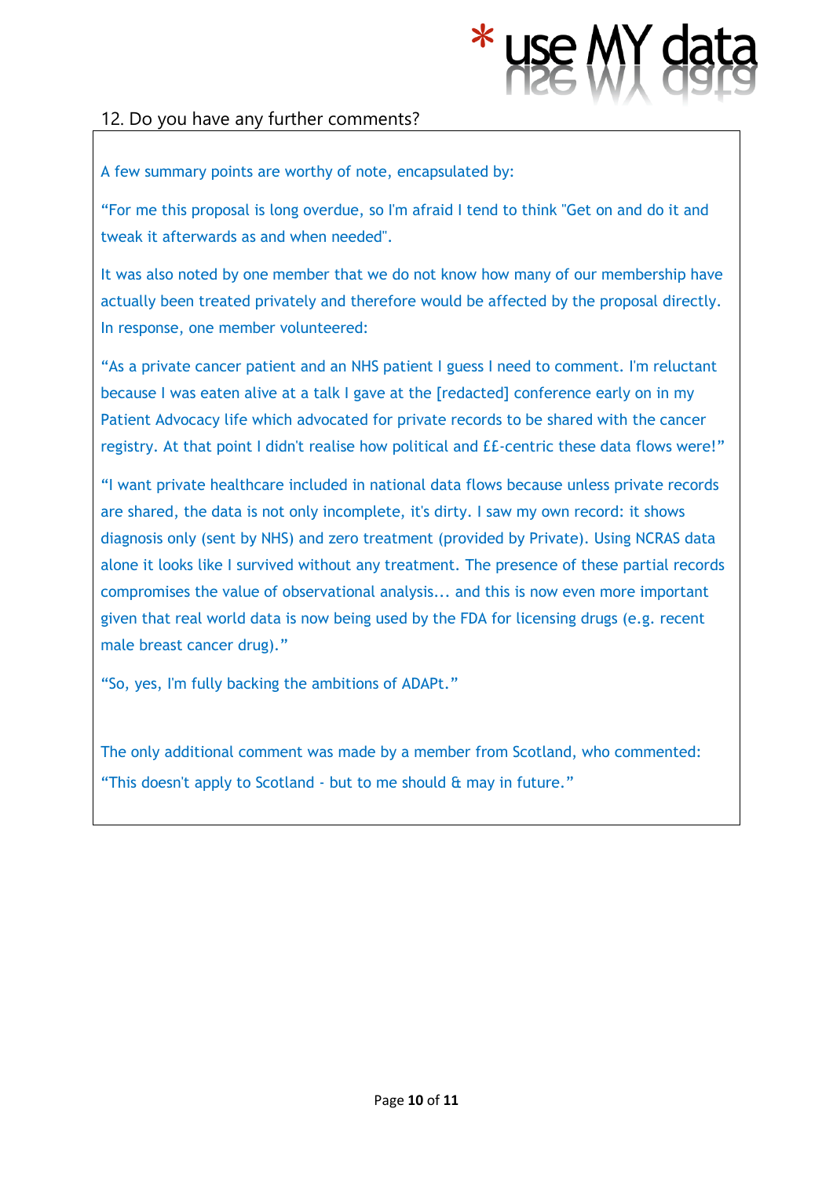## 12. Do you have any further comments?

A few summary points are worthy of note, encapsulated by:

"For me this proposal is long overdue, so I'm afraid I tend to think "Get on and do it and tweak it afterwards as and when needed".

It was also noted by one member that we do not know how many of our membership have actually been treated privately and therefore would be affected by the proposal directly. In response, one member volunteered:

"As a private cancer patient and an NHS patient I guess I need to comment. I'm reluctant because I was eaten alive at a talk I gave at the [redacted] conference early on in my Patient Advocacy life which advocated for private records to be shared with the cancer registry. At that point I didn't realise how political and ££-centric these data flows were!"

"I want private healthcare included in national data flows because unless private records are shared, the data is not only incomplete, it's dirty. I saw my own record: it shows diagnosis only (sent by NHS) and zero treatment (provided by Private). Using NCRAS data alone it looks like I survived without any treatment. The presence of these partial records compromises the value of observational analysis... and this is now even more important given that real world data is now being used by the FDA for licensing drugs (e.g. recent male breast cancer drug)."

"So, yes, I'm fully backing the ambitions of ADAPt."

The only additional comment was made by a member from Scotland, who commented: "This doesn't apply to Scotland - but to me should & may in future."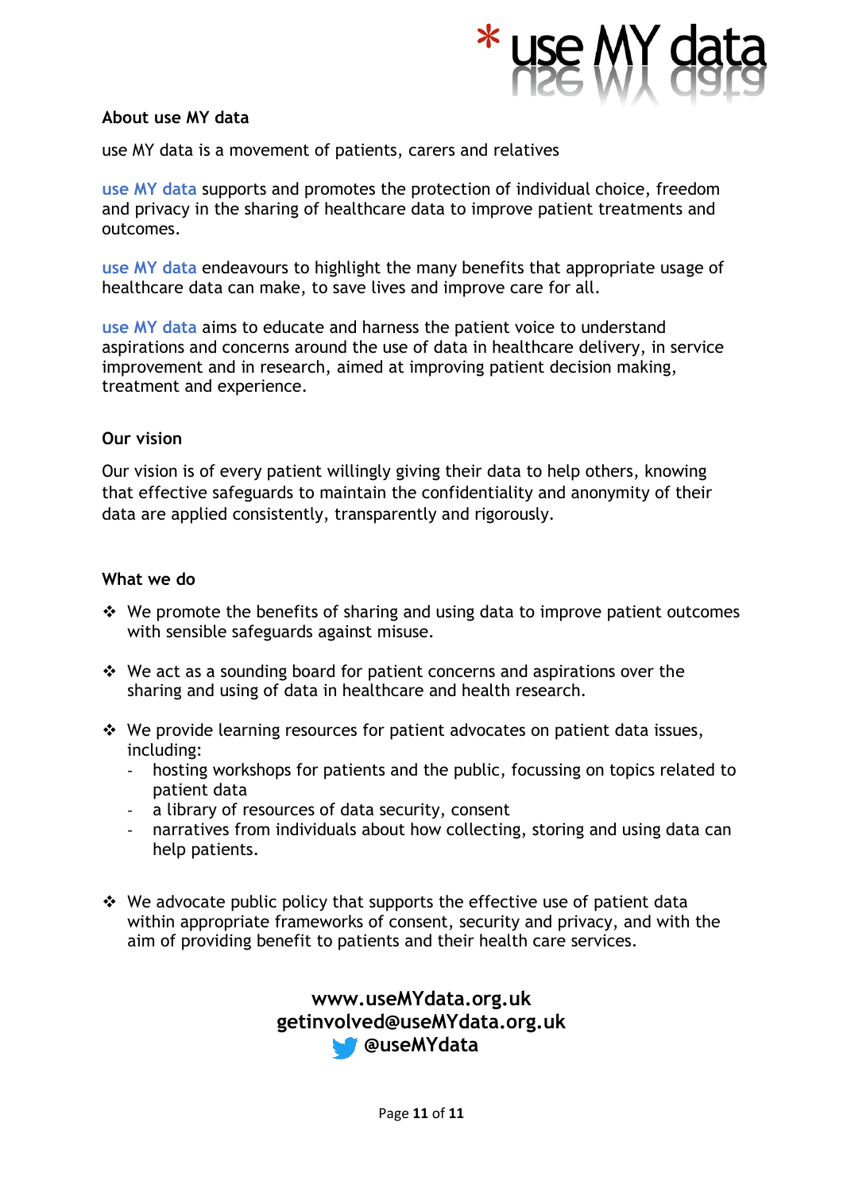\* use MY data

## About use MY data

use MY data is a movement of patients, carers and relatives

use MY data supports and promotes the protection of individual choice, freedom and privacy in the sharing of healthcare data to improve patient treatments and outcomes.

use MY data endeavours to highlight the many benefits that appropriate usage of healthcare data can make, to save lives and improve care for all.

use MY data aims to educate and harness the patient voice to understand aspirations and concerns around the use of data in healthcare delivery, in service improvement and in research, aimed at improving patient decision making, treatment and experience.

## Our vision

Our vision is of every patient willingly giving their data to help others, knowing that effective safeguards to maintain the confidentiality and anonymity of their data are applied consistently, transparently and rigorously.

## What we do

- We promote the benefits of sharing and using data to improve patient outcomes with sensible safeguards against misuse.
- We act as a sounding board for patient concerns and aspirations over the sharing and using of data in healthcare and health research.
- We provide learning resources for patient advocates on patient data issues, including:
  - hosting workshops for patients and the public, focussing on topics related to patient data
  - a library of resources of data security, consent
  - narratives from individuals about how collecting, storing and using data can help patients.
- We advocate public policy that supports the effective use of patient data within appropriate frameworks of consent, security and privacy, and with the aim of providing benefit to patients and their health care services.

**www.useMYdata.org.uk**
**getinvolved@useMYdata.org.uk**
**@useMYdata**